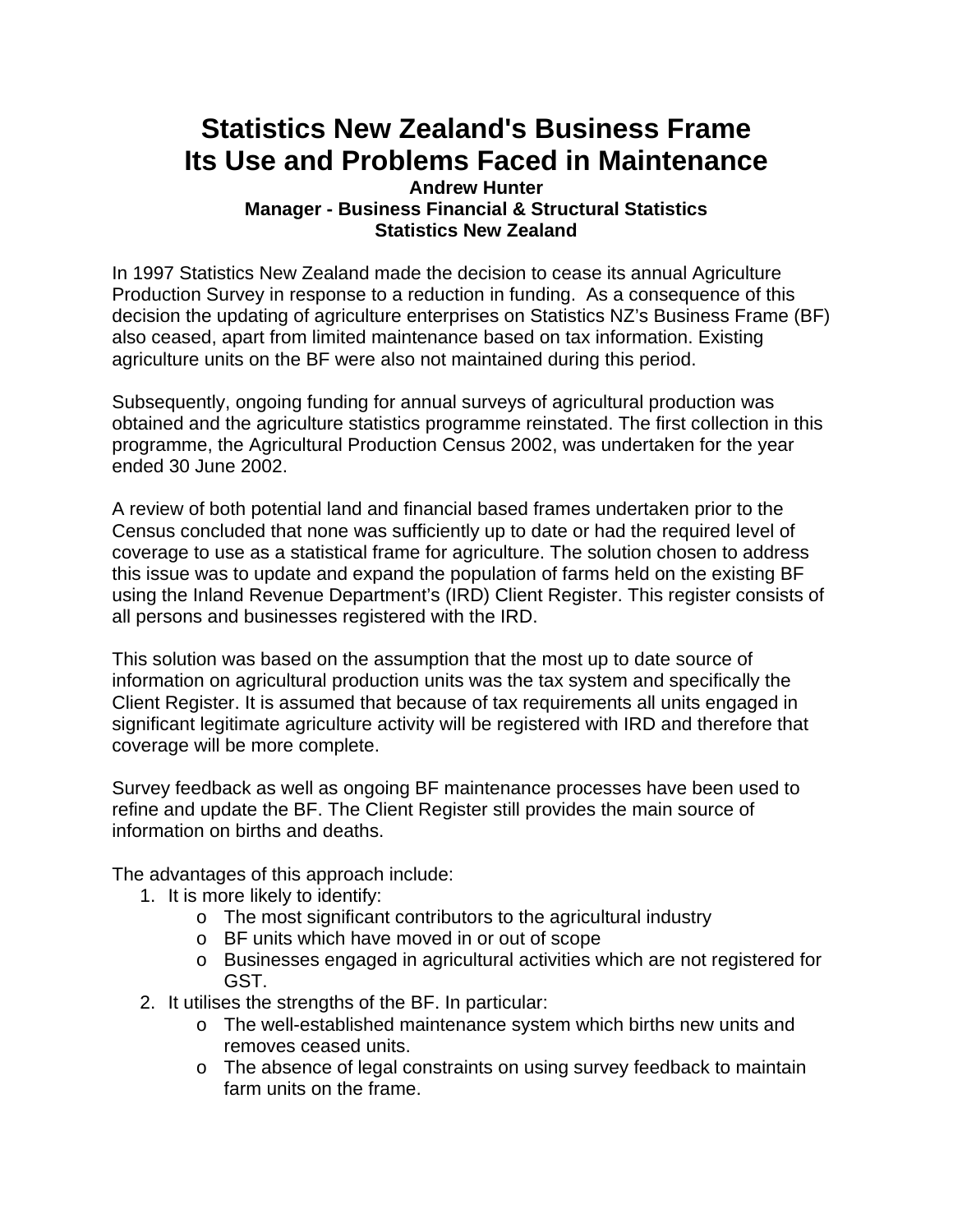# Statistics New Zealand's Business Frame
# Its Use and Problems Faced in Maintenance

**Andrew Hunter**
**Manager - Business Financial & Structural Statistics**
**Statistics New Zealand**

In 1997 Statistics New Zealand made the decision to cease its annual Agriculture Production Survey in response to a reduction in funding. As a consequence of this decision the updating of agriculture enterprises on Statistics NZ's Business Frame (BF) also ceased, apart from limited maintenance based on tax information. Existing agriculture units on the BF were also not maintained during this period.

Subsequently, ongoing funding for annual surveys of agricultural production was obtained and the agriculture statistics programme reinstated. The first collection in this programme, the Agricultural Production Census 2002, was undertaken for the year ended 30 June 2002.

A review of both potential land and financial based frames undertaken prior to the Census concluded that none was sufficiently up to date or had the required level of coverage to use as a statistical frame for agriculture. The solution chosen to address this issue was to update and expand the population of farms held on the existing BF using the Inland Revenue Department's (IRD) Client Register. This register consists of all persons and businesses registered with the IRD.

This solution was based on the assumption that the most up to date source of information on agricultural production units was the tax system and specifically the Client Register. It is assumed that because of tax requirements all units engaged in significant legitimate agriculture activity will be registered with IRD and therefore that coverage will be more complete.

Survey feedback as well as ongoing BF maintenance processes have been used to refine and update the BF. The Client Register still provides the main source of information on births and deaths.

The advantages of this approach include:

1. It is more likely to identify:
    - The most significant contributors to the agricultural industry
    - BF units which have moved in or out of scope
    - Businesses engaged in agricultural activities which are not registered for GST.
2. It utilises the strengths of the BF. In particular:
    - The well-established maintenance system which births new units and removes ceased units.
    - The absence of legal constraints on using survey feedback to maintain farm units on the frame.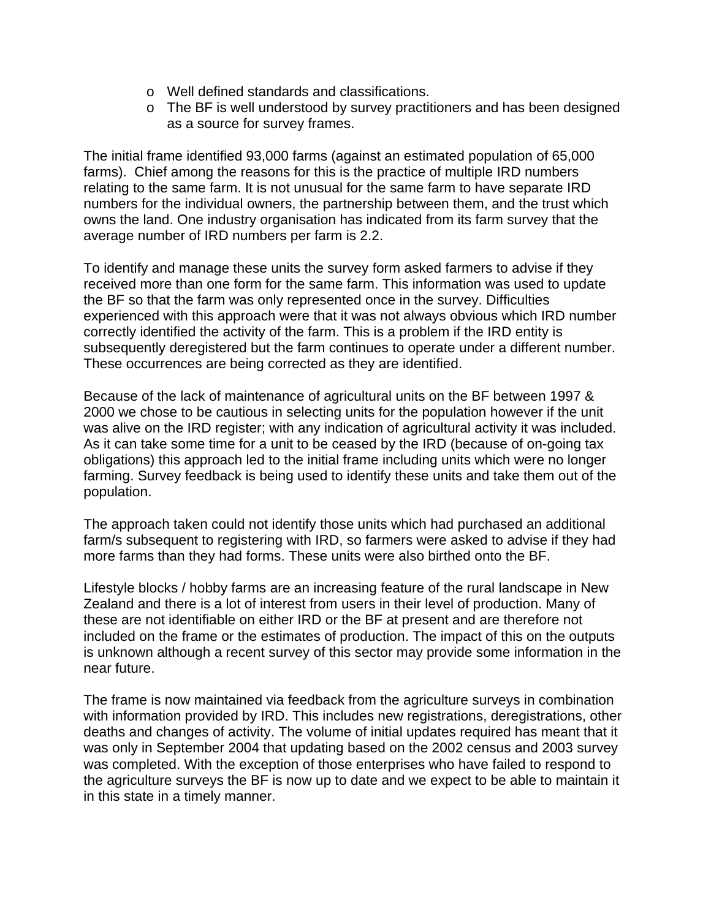- Well defined standards and classifications.
  - The BF is well understood by survey practitioners and has been designed as a source for survey frames.

The initial frame identified 93,000 farms (against an estimated population of 65,000 farms). Chief among the reasons for this is the practice of multiple IRD numbers relating to the same farm. It is not unusual for the same farm to have separate IRD numbers for the individual owners, the partnership between them, and the trust which owns the land. One industry organisation has indicated from its farm survey that the average number of IRD numbers per farm is 2.2.

To identify and manage these units the survey form asked farmers to advise if they received more than one form for the same farm. This information was used to update the BF so that the farm was only represented once in the survey. Difficulties experienced with this approach were that it was not always obvious which IRD number correctly identified the activity of the farm. This is a problem if the IRD entity is subsequently deregistered but the farm continues to operate under a different number. These occurrences are being corrected as they are identified.

Because of the lack of maintenance of agricultural units on the BF between 1997 & 2000 we chose to be cautious in selecting units for the population however if the unit was alive on the IRD register; with any indication of agricultural activity it was included. As it can take some time for a unit to be ceased by the IRD (because of on-going tax obligations) this approach led to the initial frame including units which were no longer farming. Survey feedback is being used to identify these units and take them out of the population.

The approach taken could not identify those units which had purchased an additional farm/s subsequent to registering with IRD, so farmers were asked to advise if they had more farms than they had forms. These units were also birthed onto the BF.

Lifestyle blocks / hobby farms are an increasing feature of the rural landscape in New Zealand and there is a lot of interest from users in their level of production. Many of these are not identifiable on either IRD or the BF at present and are therefore not included on the frame or the estimates of production. The impact of this on the outputs is unknown although a recent survey of this sector may provide some information in the near future.

The frame is now maintained via feedback from the agriculture surveys in combination with information provided by IRD. This includes new registrations, deregistrations, other deaths and changes of activity. The volume of initial updates required has meant that it was only in September 2004 that updating based on the 2002 census and 2003 survey was completed. With the exception of those enterprises who have failed to respond to the agriculture surveys the BF is now up to date and we expect to be able to maintain it in this state in a timely manner.